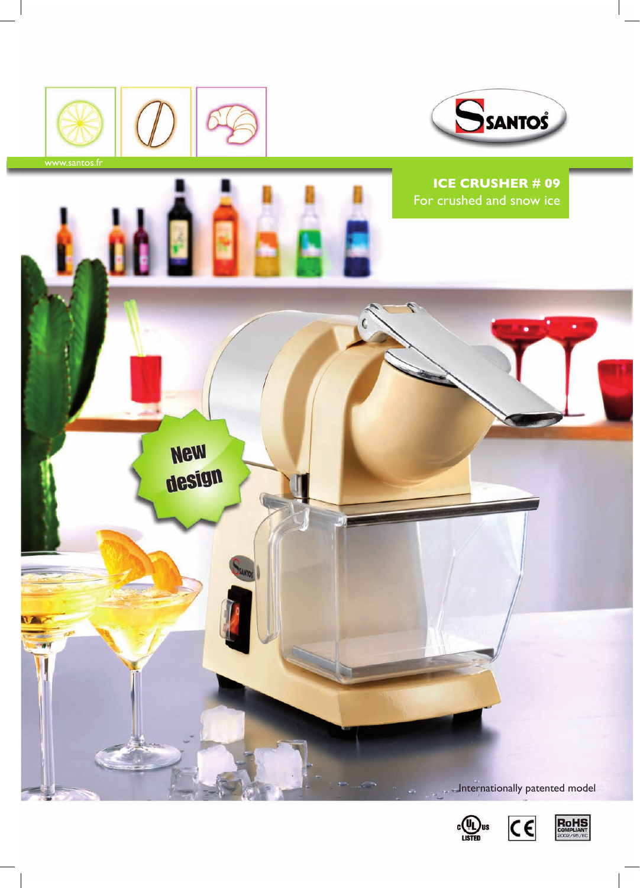www.santos.fr

# ICE CRUSHER # 09

For crushed and snow ice

New design

Internationally patented model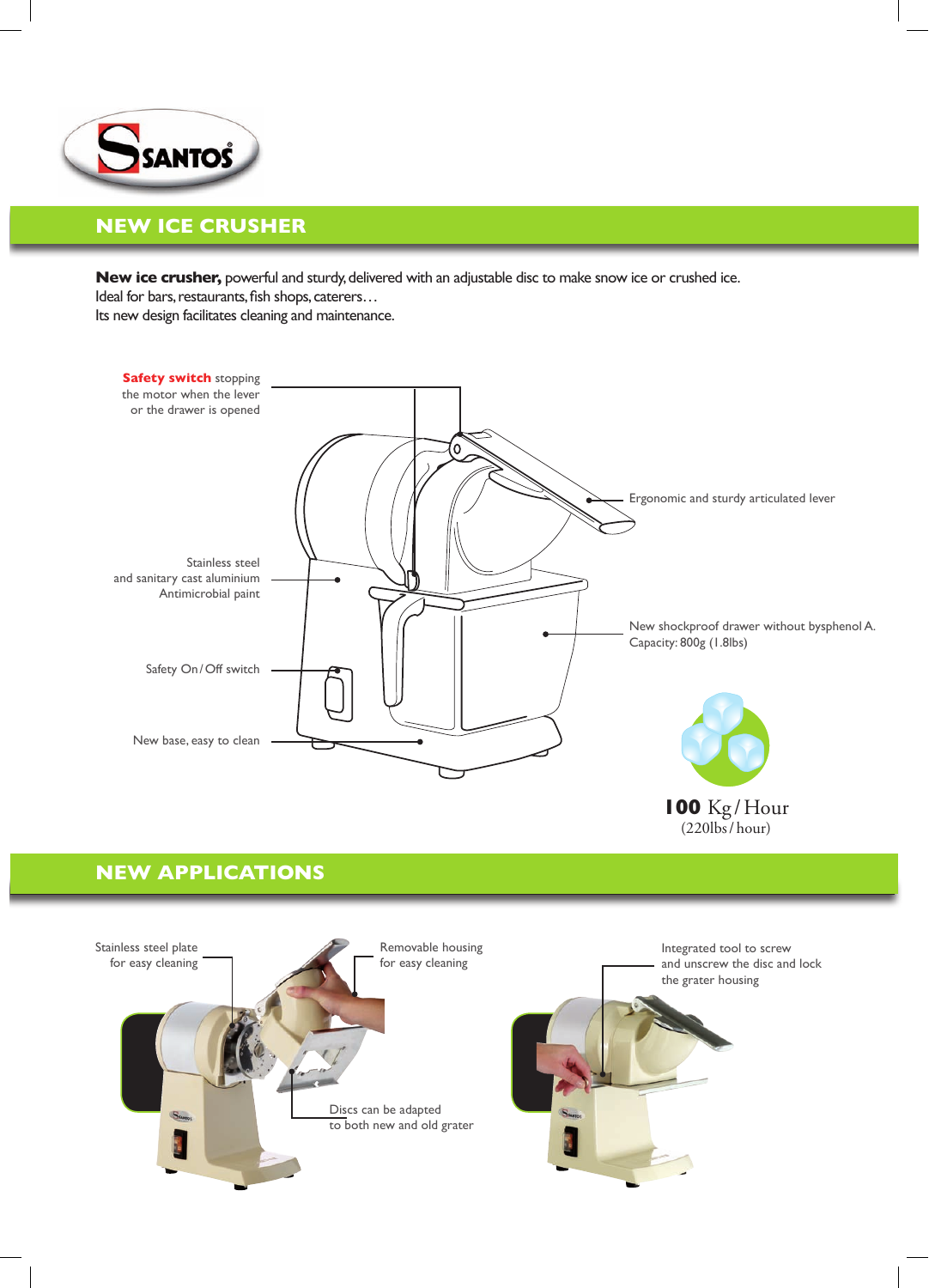SANTOS

## NEW ICE CRUSHER

**New ice crusher,** powerful and sturdy, delivered with an adjustable disc to make snow ice or crushed ice.
Ideal for bars, restaurants, fish shops, caterers…
Its new design facilitates cleaning and maintenance.

**Safety switch** stopping the motor when the lever or the drawer is opened

Ergonomic and sturdy articulated lever

Stainless steel and sanitary cast aluminium Antimicrobial paint

New shockproof drawer without bysphenol A. Capacity: 800g (1.8lbs)

Safety On / Off switch

New base, easy to clean

**100** Kg / Hour
(220lbs / hour)

## NEW APPLICATIONS

Stainless steel plate for easy cleaning

Removable housing for easy cleaning

Discs can be adapted to both new and old grater

Integrated tool to screw and unscrew the disc and lock the grater housing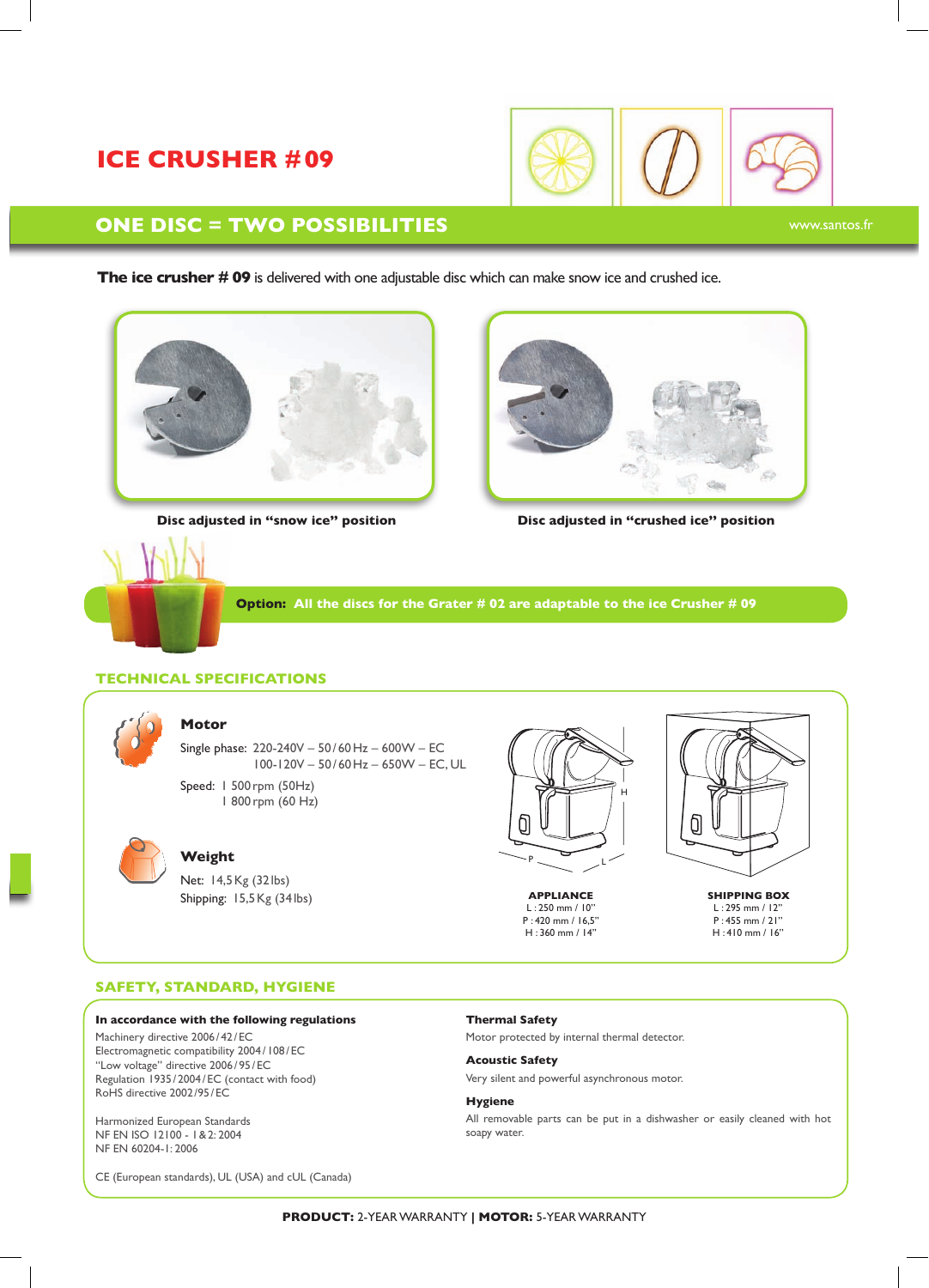# ICE CRUSHER # 09

## ONE DISC = TWO POSSIBILITIES

www.santos.fr

**The ice crusher # 09** is delivered with one adjustable disc which can make snow ice and crushed ice.

**Disc adjusted in "snow ice" position**

**Disc adjusted in "crushed ice" position**

**Option: All the discs for the Grater # 02 are adaptable to the ice Crusher # 09**

## TECHNICAL SPECIFICATIONS

### Motor

Single phase: 220-240V – 50/60 Hz – 600W – EC
100-120V – 50/60 Hz – 650W – EC, UL

Speed: 1 500 rpm (50Hz)
1 800 rpm (60 Hz)

### Weight

Net: 14,5 Kg (32 lbs)
Shipping: 15,5 Kg (34 lbs)

**APPLIANCE**
L : 250 mm / 10"
P : 420 mm / 16,5"
H : 360 mm / 14"

**SHIPPING BOX**
L : 295 mm / 12"
P : 455 mm / 21"
H : 410 mm / 16"

## SAFETY, STANDARD, HYGIENE

**In accordance with the following regulations**

Machinery directive 2006/42/EC
Electromagnetic compatibility 2004/108/EC
"Low voltage" directive 2006/95/EC
Regulation 1935/2004/EC (contact with food)
RoHS directive 2002/95/EC

Harmonized European Standards
NF EN ISO 12100 - 1 & 2: 2004
NF EN 60204-1: 2006

CE (European standards), UL (USA) and cUL (Canada)

**Thermal Safety**

Motor protected by internal thermal detector.

**Acoustic Safety**

Very silent and powerful asynchronous motor.

**Hygiene**

All removable parts can be put in a dishwasher or easily cleaned with hot soapy water.

**PRODUCT:** 2-YEAR WARRANTY | **MOTOR:** 5-YEAR WARRANTY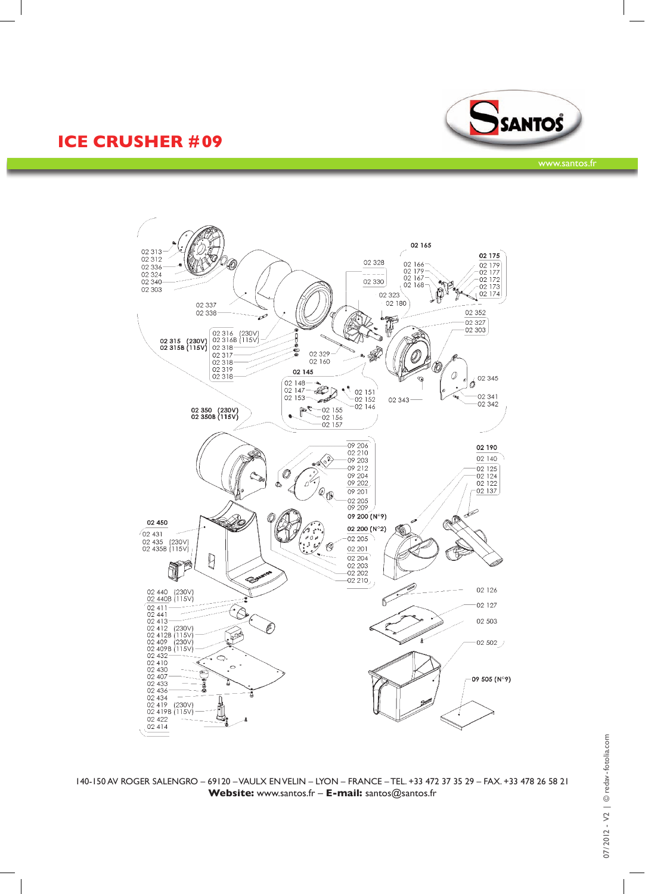# ICE CRUSHER #09

www.santos.fr

02 313
02 312
02 336
02 324
02 340
02 303

02 337
02 338

02 315 (230V)
02 315B (115V)

02 316 (230V)
02 316B (115V)
02 318
02 317
02 318
02 319
02 318

02 328
02 330

02 165
02 166
02 179
02 167
02 168

02 175
02 179
02 177
02 172
02 173
02 174

02 323
02 180

02 352
02 327
02 303

02 329
02 160

02 145
02 148
02 147
02 153
02 151
02 152
02 146
02 155
02 156
02 157

02 343

02 345
02 341
02 342

02 350 (230V)
02 350B (115V)

09 206
02 210
09 203
09 212
09 204
09 202
09 201
02 205
09 209
09 200 (N°9)

02 200 (N°2)
02 205
02 201
02 204
02 203
02 202
02 210

02 190
02 140
02 125
02 124
02 122
02 137

02 450
02 431
02 435 (230V)
02 435B (115V)

02 440 (230V)
02 440B (115V)
02 411
02 441
02 413
02 412 (230V)
02 412B (115V)
02 409 (230V)
02 409B (115V)
02 432
02 410
02 430
02 407
02 433
02 436
02 434
02 419 (230V)
02 419B (115V)
02 422
02 414

02 126
02 127
02 503
02 502
09 505 (N°9)

140-150 AV ROGER SALENGRO – 69120 – VAULX EN VELIN – LYON – FRANCE – TEL. +33 472 37 35 29 – FAX. +33 478 26 58 21
**Website:** www.santos.fr – **E-mail:** santos@santos.fr

07/2012 - V2 | © redav-fotolia.com